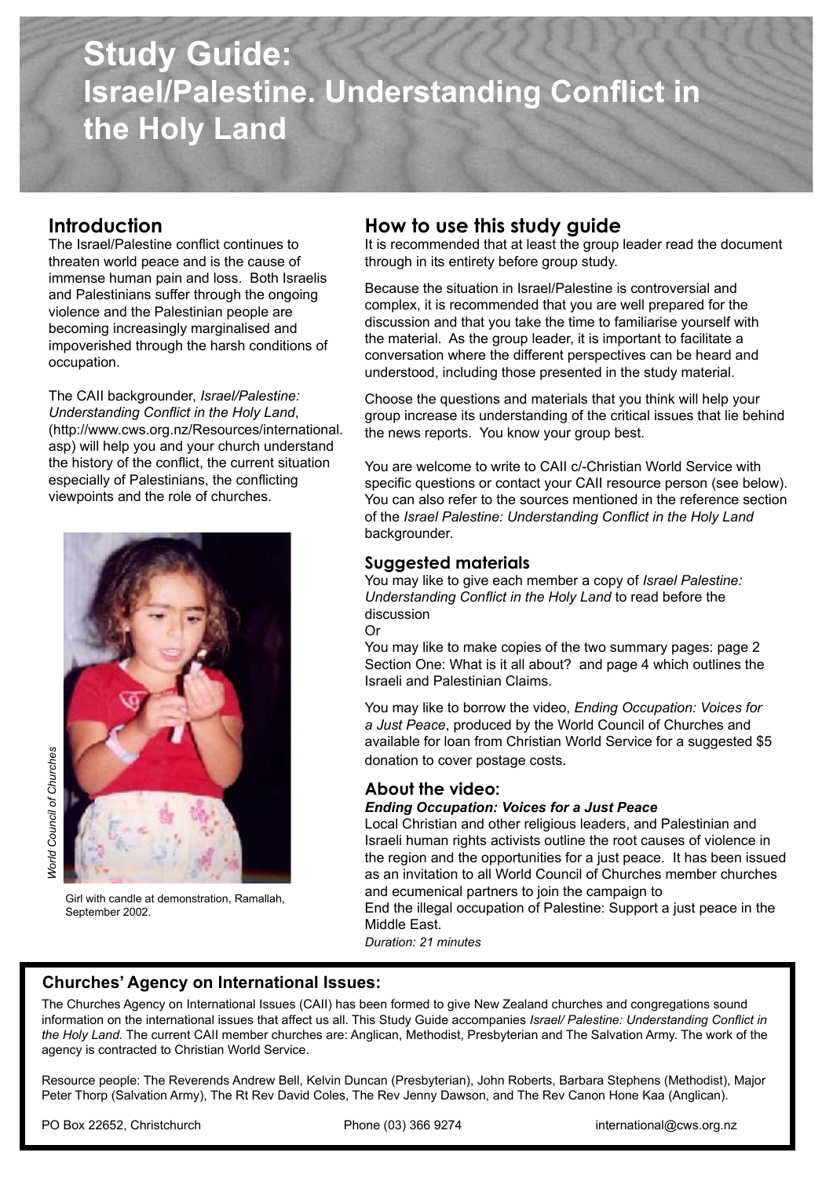# Study Guide: Israel/Palestine. Understanding Conflict in the Holy Land

## Introduction

The Israel/Palestine conflict continues to threaten world peace and is the cause of immense human pain and loss. Both Israelis and Palestinians suffer through the ongoing violence and the Palestinian people are becoming increasingly marginalised and impoverished through the harsh conditions of occupation.

The CAII backgrounder, *Israel/Palestine: Understanding Conflict in the Holy Land*, (http://www.cws.org.nz/Resources/international.asp) will help you and your church understand the history of the conflict, the current situation especially of Palestinians, the conflicting viewpoints and the role of churches.

*World Council of Churches*

Girl with candle at demonstration, Ramallah, September 2002.

## How to use this study guide

It is recommended that at least the group leader read the document through in its entirety before group study.

Because the situation in Israel/Palestine is controversial and complex, it is recommended that you are well prepared for the discussion and that you take the time to familiarise yourself with the material. As the group leader, it is important to facilitate a conversation where the different perspectives can be heard and understood, including those presented in the study material.

Choose the questions and materials that you think will help your group increase its understanding of the critical issues that lie behind the news reports. You know your group best.

You are welcome to write to CAII c/-Christian World Service with specific questions or contact your CAII resource person (see below). You can also refer to the sources mentioned in the reference section of the *Israel Palestine: Understanding Conflict in the Holy Land* backgrounder.

### Suggested materials

You may like to give each member a copy of *Israel Palestine: Understanding Conflict in the Holy Land* to read before the discussion

Or

You may like to make copies of the two summary pages: page 2 Section One: What is it all about? and page 4 which outlines the Israeli and Palestinian Claims.

You may like to borrow the video, *Ending Occupation: Voices for a Just Peace*, produced by the World Council of Churches and available for loan from Christian World Service for a suggested $5 donation to cover postage costs.

### About the video:

***Ending Occupation: Voices for a Just Peace***

Local Christian and other religious leaders, and Palestinian and Israeli human rights activists outline the root causes of violence in the region and the opportunities for a just peace. It has been issued as an invitation to all World Council of Churches member churches and ecumenical partners to join the campaign to
End the illegal occupation of Palestine: Support a just peace in the Middle East.

*Duration: 21 minutes*

### Churches' Agency on International Issues:

The Churches Agency on International Issues (CAII) has been formed to give New Zealand churches and congregations sound information on the international issues that affect us all. This Study Guide accompanies *Israel/ Palestine: Understanding Conflict in the Holy Land.* The current CAII member churches are: Anglican, Methodist, Presbyterian and The Salvation Army. The work of the agency is contracted to Christian World Service.

Resource people: The Reverends Andrew Bell, Kelvin Duncan (Presbyterian), John Roberts, Barbara Stephens (Methodist), Major Peter Thorp (Salvation Army), The Rt Rev David Coles, The Rev Jenny Dawson, and The Rev Canon Hone Kaa (Anglican).

PO Box 22652, Christchurch | Phone (03) 366 9274 | international@cws.org.nz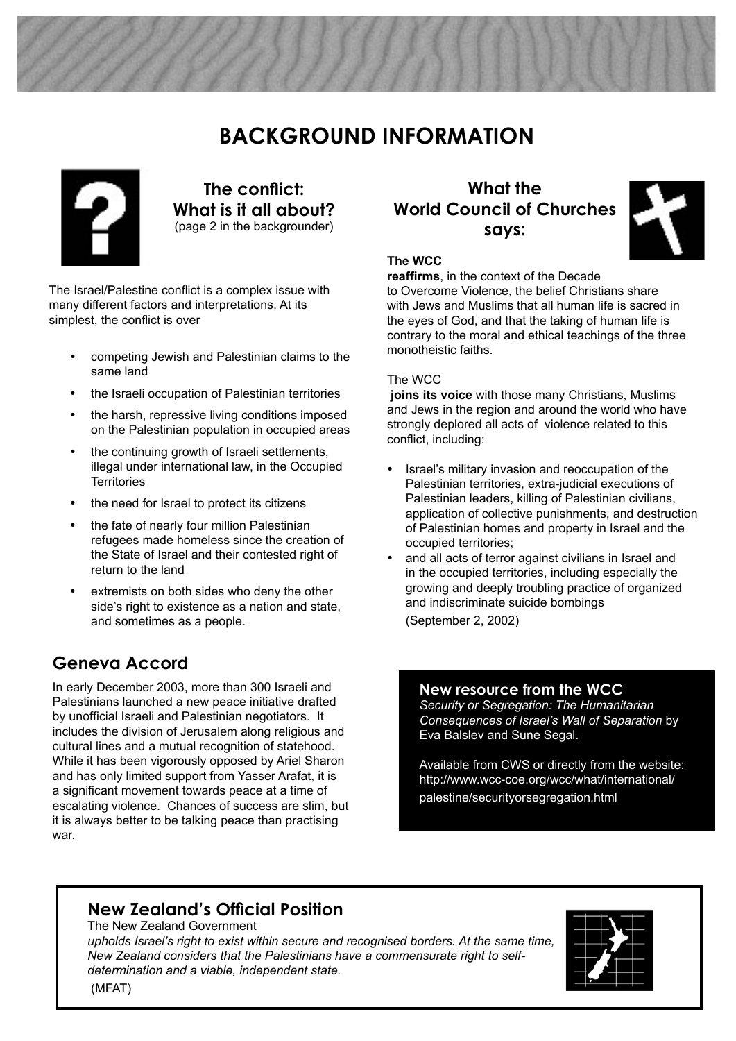# BACKGROUND INFORMATION

## The conflict: What is it all about?

(page 2 in the backgrounder)

The Israel/Palestine conflict is a complex issue with many different factors and interpretations. At its simplest, the conflict is over

- competing Jewish and Palestinian claims to the same land
- the Israeli occupation of Palestinian territories
- the harsh, repressive living conditions imposed on the Palestinian population in occupied areas
- the continuing growth of Israeli settlements, illegal under international law, in the Occupied Territories
- the need for Israel to protect its citizens
- the fate of nearly four million Palestinian refugees made homeless since the creation of the State of Israel and their contested right of return to the land
- extremists on both sides who deny the other side's right to existence as a nation and state, and sometimes as a people.

## Geneva Accord

In early December 2003, more than 300 Israeli and Palestinians launched a new peace initiative drafted by unofficial Israeli and Palestinian negotiators. It includes the division of Jerusalem along religious and cultural lines and a mutual recognition of statehood. While it has been vigorously opposed by Ariel Sharon and has only limited support from Yasser Arafat, it is a significant movement towards peace at a time of escalating violence. Chances of success are slim, but it is always better to be talking peace than practising war.

## What the World Council of Churches says:

**The WCC**
**reaffirms**, in the context of the Decade to Overcome Violence, the belief Christians share with Jews and Muslims that all human life is sacred in the eyes of God, and that the taking of human life is contrary to the moral and ethical teachings of the three monotheistic faiths.

The WCC
**joins its voice** with those many Christians, Muslims and Jews in the region and around the world who have strongly deplored all acts of violence related to this conflict, including:

- Israel's military invasion and reoccupation of the Palestinian territories, extra-judicial executions of Palestinian leaders, killing of Palestinian civilians, application of collective punishments, and destruction of Palestinian homes and property in Israel and the occupied territories;
- and all acts of terror against civilians in Israel and in the occupied territories, including especially the growing and deeply troubling practice of organized and indiscriminate suicide bombings

(September 2, 2002)

### New resource from the WCC

*Security or Segregation: The Humanitarian Consequences of Israel's Wall of Separation* by Eva Balslev and Sune Segal.

Available from CWS or directly from the website: http://www.wcc-coe.org/wcc/what/international/palestine/securityorsegregation.html

## New Zealand's Official Position

The New Zealand Government
*upholds Israel's right to exist within secure and recognised borders. At the same time, New Zealand considers that the Palestinians have a commensurate right to self-determination and a viable, independent state.*
(MFAT)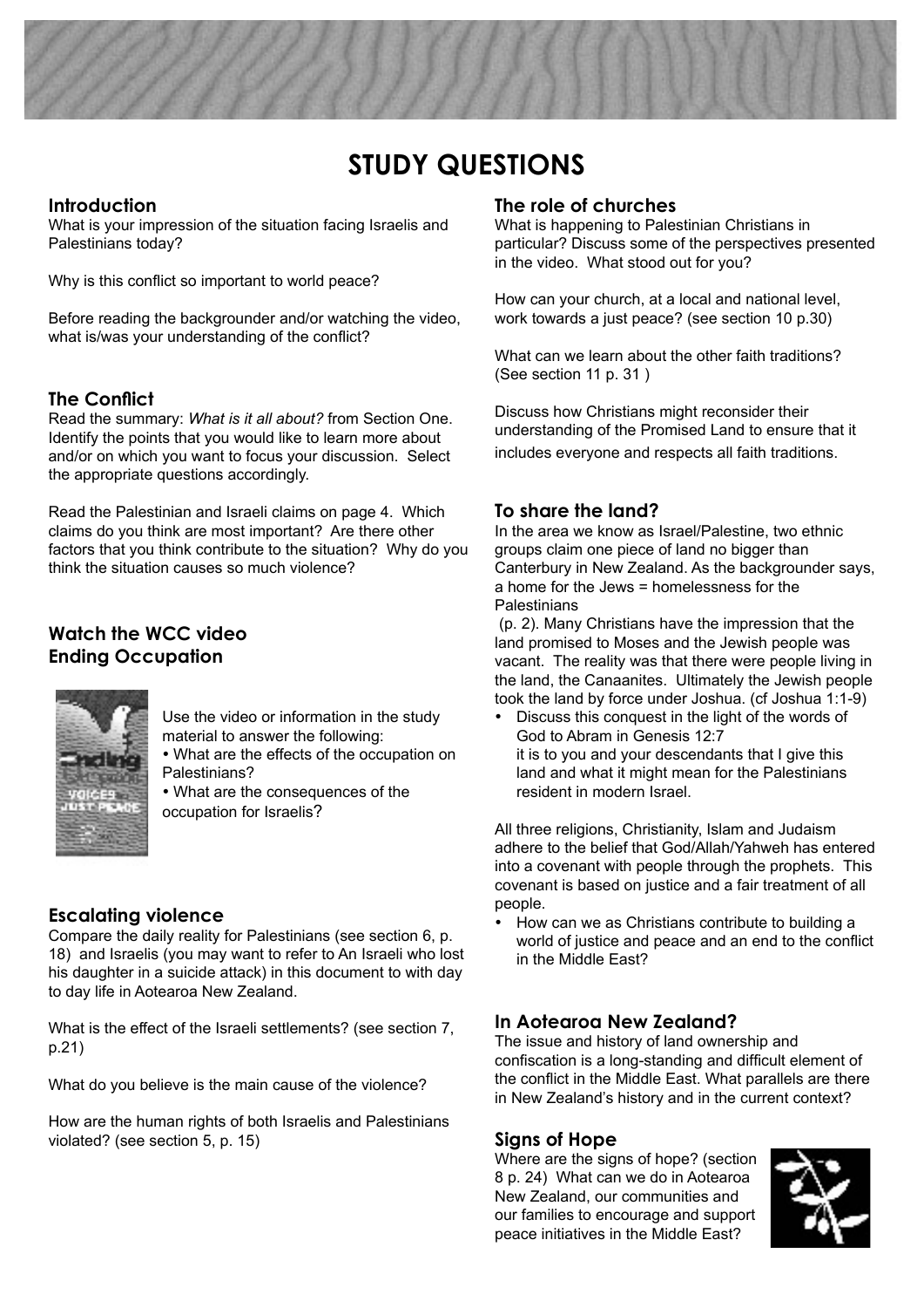# STUDY QUESTIONS

## Introduction

What is your impression of the situation facing Israelis and Palestinians today?

Why is this conflict so important to world peace?

Before reading the backgrounder and/or watching the video, what is/was your understanding of the conflict?

## The Conflict

Read the summary: *What is it all about?* from Section One. Identify the points that you would like to learn more about and/or on which you want to focus your discussion. Select the appropriate questions accordingly.

Read the Palestinian and Israeli claims on page 4. Which claims do you think are most important? Are there other factors that you think contribute to the situation? Why do you think the situation causes so much violence?

## Watch the WCC video Ending Occupation

Use the video or information in the study material to answer the following:

- What are the effects of the occupation on Palestinians?
- What are the consequences of the occupation for Israelis?

## Escalating violence

Compare the daily reality for Palestinians (see section 6, p. 18) and Israelis (you may want to refer to An Israeli who lost his daughter in a suicide attack) in this document to with day to day life in Aotearoa New Zealand.

What is the effect of the Israeli settlements? (see section 7, p.21)

What do you believe is the main cause of the violence?

How are the human rights of both Israelis and Palestinians violated? (see section 5, p. 15)

## The role of churches

What is happening to Palestinian Christians in particular? Discuss some of the perspectives presented in the video. What stood out for you?

How can your church, at a local and national level, work towards a just peace? (see section 10 p.30)

What can we learn about the other faith traditions? (See section 11 p. 31 )

Discuss how Christians might reconsider their understanding of the Promised Land to ensure that it includes everyone and respects all faith traditions.

## To share the land?

In the area we know as Israel/Palestine, two ethnic groups claim one piece of land no bigger than Canterbury in New Zealand. As the backgrounder says, a home for the Jews = homelessness for the Palestinians (p. 2). Many Christians have the impression that the land promised to Moses and the Jewish people was vacant. The reality was that there were people living in the land, the Canaanites. Ultimately the Jewish people took the land by force under Joshua. (cf Joshua 1:1-9)

- Discuss this conquest in the light of the words of God to Abram in Genesis 12:7 it is to you and your descendants that I give this land and what it might mean for the Palestinians resident in modern Israel.

All three religions, Christianity, Islam and Judaism adhere to the belief that God/Allah/Yahweh has entered into a covenant with people through the prophets. This covenant is based on justice and a fair treatment of all people.

- How can we as Christians contribute to building a world of justice and peace and an end to the conflict in the Middle East?

## In Aotearoa New Zealand?

The issue and history of land ownership and confiscation is a long-standing and difficult element of the conflict in the Middle East. What parallels are there in New Zealand's history and in the current context?

## Signs of Hope

Where are the signs of hope? (section 8 p. 24) What can we do in Aotearoa New Zealand, our communities and our families to encourage and support peace initiatives in the Middle East?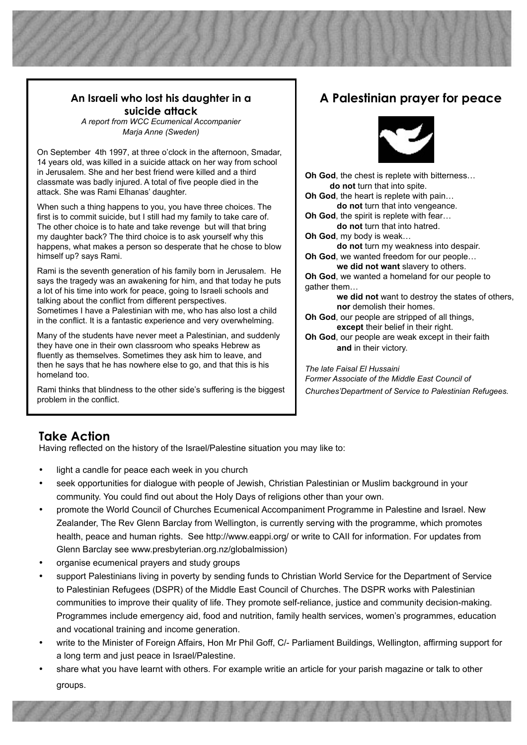## An Israeli who lost his daughter in a suicide attack

*A report from WCC Ecumenical Accompanier Marja Anne (Sweden)*

On September 4th 1997, at three o'clock in the afternoon, Smadar, 14 years old, was killed in a suicide attack on her way from school in Jerusalem. She and her best friend were killed and a third classmate was badly injured. A total of five people died in the attack. She was Rami Elhanas' daughter.

When such a thing happens to you, you have three choices. The first is to commit suicide, but I still had my family to take care of. The other choice is to hate and take revenge but will that bring my daughter back? The third choice is to ask yourself why this happens, what makes a person so desperate that he chose to blow himself up? says Rami.

Rami is the seventh generation of his family born in Jerusalem. He says the tragedy was an awakening for him, and that today he puts a lot of his time into work for peace, going to Israeli schools and talking about the conflict from different perspectives.
Sometimes I have a Palestinian with me, who has also lost a child in the conflict. It is a fantastic experience and very overwhelming.

Many of the students have never meet a Palestinian, and suddenly they have one in their own classroom who speaks Hebrew as fluently as themselves. Sometimes they ask him to leave, and then he says that he has nowhere else to go, and that this is his homeland too.

Rami thinks that blindness to the other side's suffering is the biggest problem in the conflict.

## A Palestinian prayer for peace

**Oh God**, the chest is replete with bitterness…
**do not** turn that into spite.
**Oh God**, the heart is replete with pain…
**do not** turn that into vengeance.
**Oh God**, the spirit is replete with fear…
**do not** turn that into hatred.
**Oh God**, my body is weak…
**do not** turn my weakness into despair.
**Oh God**, we wanted freedom for our people…
**we did not want** slavery to others.
**Oh God**, we wanted a homeland for our people to gather them…
**we did not** want to destroy the states of others, **nor** demolish their homes.
**Oh God**, our people are stripped of all things, **except** their belief in their right.
**Oh God**, our people are weak except in their faith **and** in their victory.

*The late Faisal El Hussaini*
*Former Associate of the Middle East Council of Churches'Department of Service to Palestinian Refugees.*

## Take Action

Having reflected on the history of the Israel/Palestine situation you may like to:

- light a candle for peace each week in you church
- seek opportunities for dialogue with people of Jewish, Christian Palestinian or Muslim background in your community. You could find out about the Holy Days of religions other than your own.
- promote the World Council of Churches Ecumenical Accompaniment Programme in Palestine and Israel. New Zealander, The Rev Glenn Barclay from Wellington, is currently serving with the programme, which promotes health, peace and human rights. See http://www.eappi.org/ or write to CAII for information. For updates from Glenn Barclay see www.presbyterian.org.nz/globalmission)
- organise ecumenical prayers and study groups
- support Palestinians living in poverty by sending funds to Christian World Service for the Department of Service to Palestinian Refugees (DSPR) of the Middle East Council of Churches. The DSPR works with Palestinian communities to improve their quality of life. They promote self-reliance, justice and community decision-making. Programmes include emergency aid, food and nutrition, family health services, women's programmes, education and vocational training and income generation.
- write to the Minister of Foreign Affairs, Hon Mr Phil Goff, C/- Parliament Buildings, Wellington, affirming support for a long term and just peace in Israel/Palestine.
- share what you have learnt with others. For example writie an article for your parish magazine or talk to other groups.